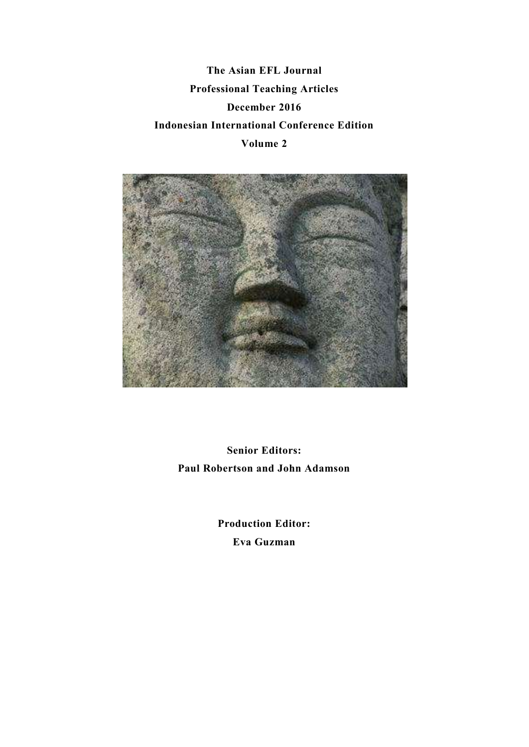**The Asian EFL Journal**

**Professional Teaching Articles**

**December 2016**

**Indonesian International Conference Edition**

**Volume 2**

**Senior Editors:**

**Paul Robertson and John Adamson**

**Production Editor:**

**Eva Guzman**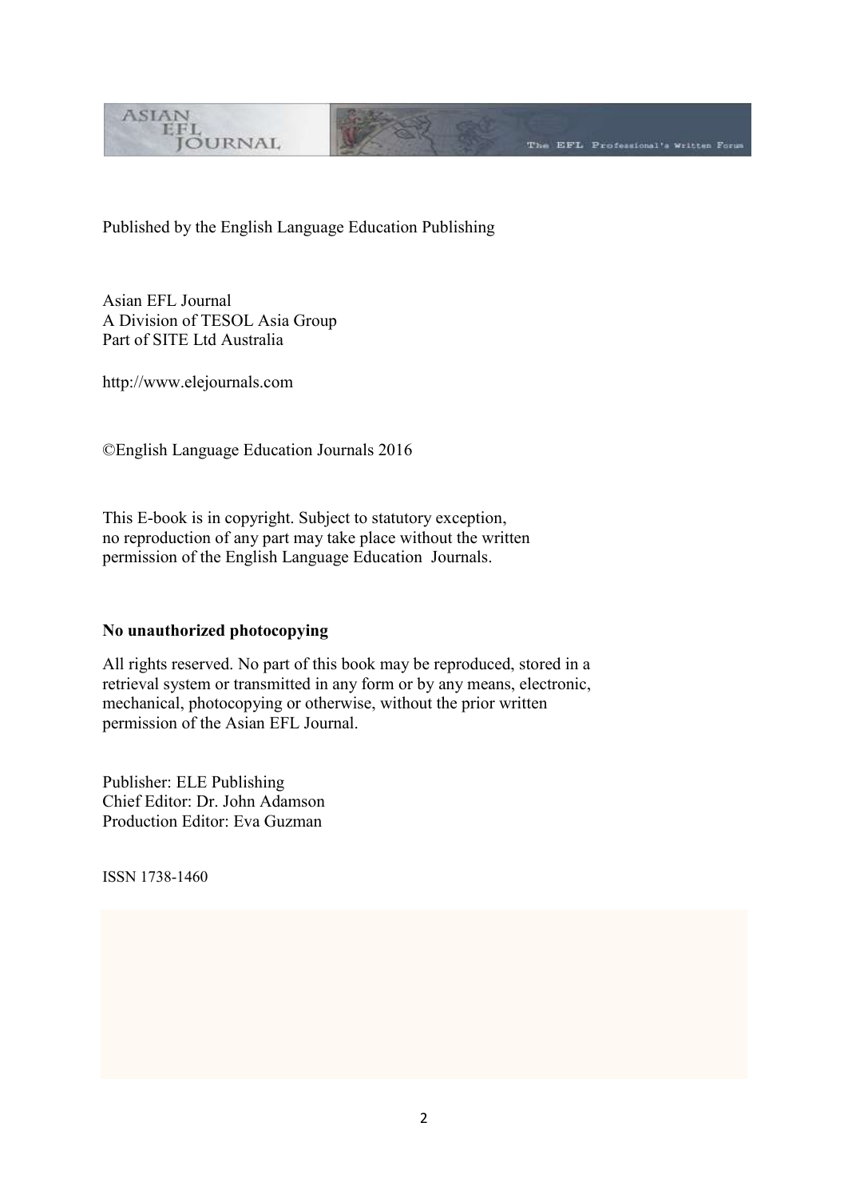Published by the English Language Education Publishing

Asian EFL Journal
A Division of TESOL Asia Group
Part of SITE Ltd Australia

http://www.elejournals.com

©English Language Education Journals 2016

This E-book is in copyright. Subject to statutory exception,
no reproduction of any part may take place without the written
permission of the English Language Education Journals.

**No unauthorized photocopying**

All rights reserved. No part of this book may be reproduced, stored in a
retrieval system or transmitted in any form or by any means, electronic,
mechanical, photocopying or otherwise, without the prior written
permission of the Asian EFL Journal.

Publisher: ELE Publishing
Chief Editor: Dr. John Adamson
Production Editor: Eva Guzman

ISSN 1738-1460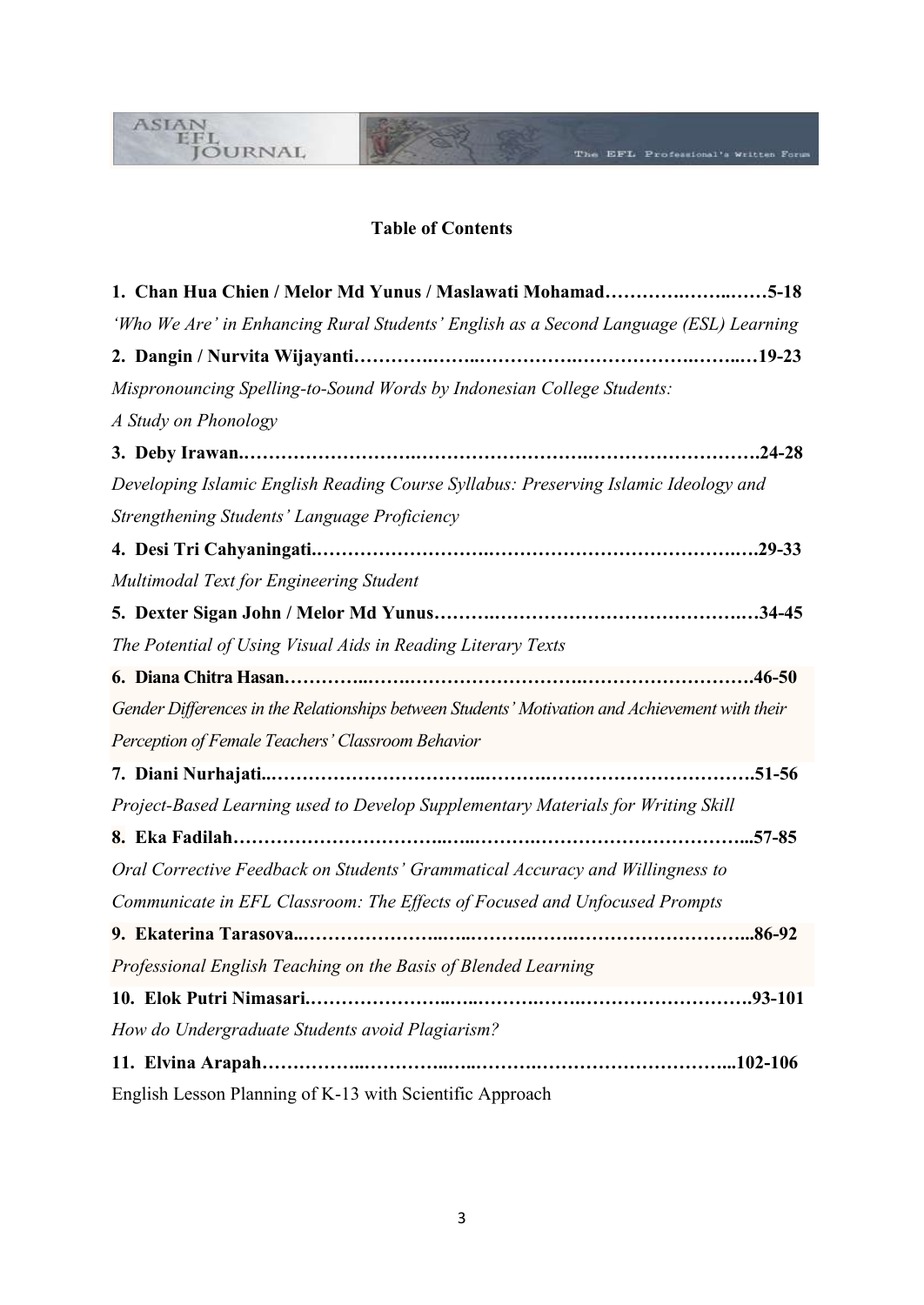## Table of Contents

**1. Chan Hua Chien / Melor Md Yunus / Maslawati Mohamad……………………5-18**

*'Who We Are' in Enhancing Rural Students' English as a Second Language (ESL) Learning*

**2. Dangin / Nurvita Wijayanti………………………………………………………19-23**

*Mispronouncing Spelling-to-Sound Words by Indonesian College Students: A Study on Phonology*

**3. Deby Irawan………………………………………………………………………24-28**

*Developing Islamic English Reading Course Syllabus: Preserving Islamic Ideology and Strengthening Students' Language Proficiency*

**4. Desi Tri Cahyaningati……………………………………………………………29-33**

*Multimodal Text for Engineering Student*

**5. Dexter Sigan John / Melor Md Yunus……………………………………………34-45**

*The Potential of Using Visual Aids in Reading Literary Texts*

**6. Diana Chitra Hasan………………………………………………………………46-50**

*Gender Differences in the Relationships between Students' Motivation and Achievement with their Perception of Female Teachers' Classroom Behavior*

**7. Diani Nurhajati……………………………………………………………………51-56**

*Project-Based Learning used to Develop Supplementary Materials for Writing Skill*

**8. Eka Fadilah………………………………………………………………………57-85**

*Oral Corrective Feedback on Students' Grammatical Accuracy and Willingness to Communicate in EFL Classroom: The Effects of Focused and Unfocused Prompts*

**9. Ekaterina Tarasova…………………………………………………………………86-92**

*Professional English Teaching on the Basis of Blended Learning*

**10. Elok Putri Nimasari………………………………………………………………93-101**

*How do Undergraduate Students avoid Plagiarism?*

**11. Elvina Arapah……………………………………………………………………102-106**

English Lesson Planning of K-13 with Scientific Approach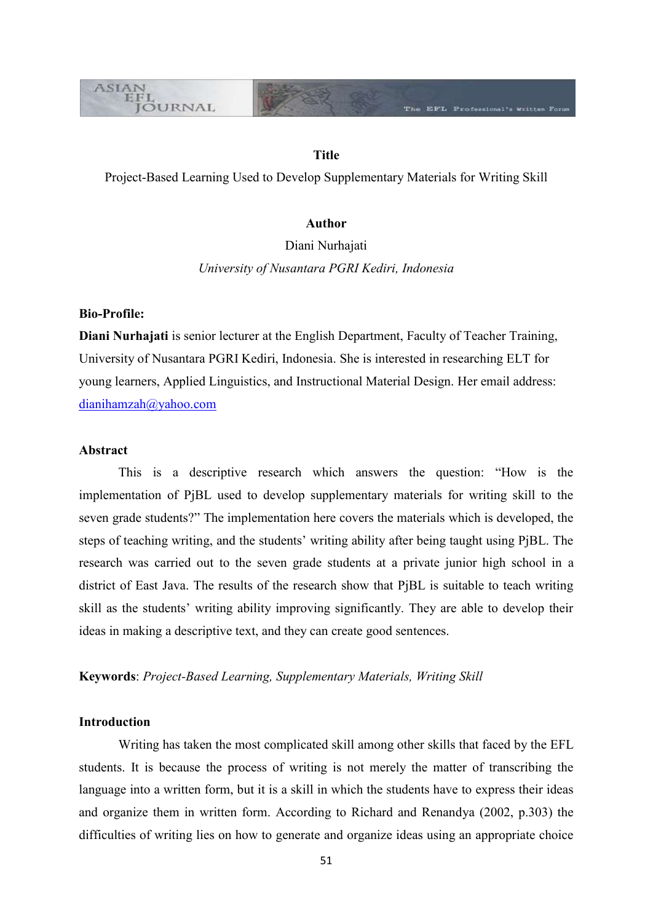**Title**

Project-Based Learning Used to Develop Supplementary Materials for Writing Skill

**Author**

Diani Nurhajati

*University of Nusantara PGRI Kediri, Indonesia*

**Bio-Profile:**

**Diani Nurhajati** is senior lecturer at the English Department, Faculty of Teacher Training, University of Nusantara PGRI Kediri, Indonesia. She is interested in researching ELT for young learners, Applied Linguistics, and Instructional Material Design. Her email address: dianihamzah@yahoo.com

**Abstract**

This is a descriptive research which answers the question: "How is the implementation of PjBL used to develop supplementary materials for writing skill to the seven grade students?" The implementation here covers the materials which is developed, the steps of teaching writing, and the students' writing ability after being taught using PjBL. The research was carried out to the seven grade students at a private junior high school in a district of East Java. The results of the research show that PjBL is suitable to teach writing skill as the students' writing ability improving significantly. They are able to develop their ideas in making a descriptive text, and they can create good sentences.

**Keywords**: *Project-Based Learning, Supplementary Materials, Writing Skill*

**Introduction**

Writing has taken the most complicated skill among other skills that faced by the EFL students. It is because the process of writing is not merely the matter of transcribing the language into a written form, but it is a skill in which the students have to express their ideas and organize them in written form. According to Richard and Renandya (2002, p.303) the difficulties of writing lies on how to generate and organize ideas using an appropriate choice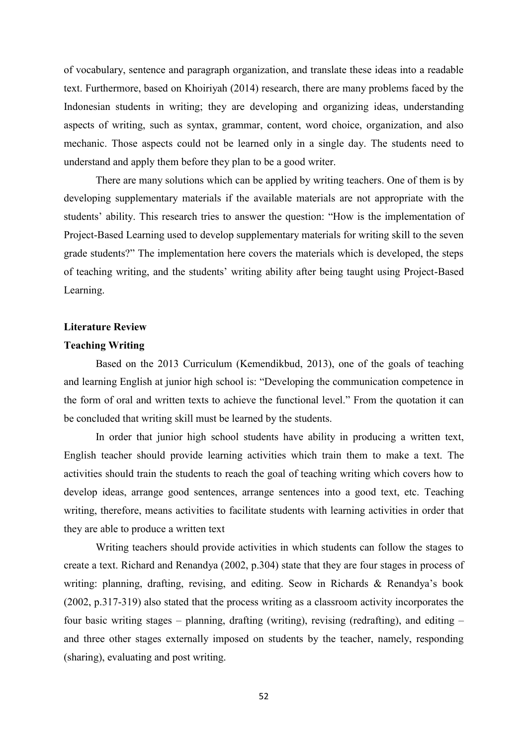of vocabulary, sentence and paragraph organization, and translate these ideas into a readable text. Furthermore, based on Khoiriyah (2014) research, there are many problems faced by the Indonesian students in writing; they are developing and organizing ideas, understanding aspects of writing, such as syntax, grammar, content, word choice, organization, and also mechanic. Those aspects could not be learned only in a single day. The students need to understand and apply them before they plan to be a good writer.

There are many solutions which can be applied by writing teachers. One of them is by developing supplementary materials if the available materials are not appropriate with the students' ability. This research tries to answer the question: "How is the implementation of Project-Based Learning used to develop supplementary materials for writing skill to the seven grade students?" The implementation here covers the materials which is developed, the steps of teaching writing, and the students' writing ability after being taught using Project-Based Learning.

## Literature Review

### Teaching Writing

Based on the 2013 Curriculum (Kemendikbud, 2013), one of the goals of teaching and learning English at junior high school is: "Developing the communication competence in the form of oral and written texts to achieve the functional level." From the quotation it can be concluded that writing skill must be learned by the students.

In order that junior high school students have ability in producing a written text, English teacher should provide learning activities which train them to make a text. The activities should train the students to reach the goal of teaching writing which covers how to develop ideas, arrange good sentences, arrange sentences into a good text, etc. Teaching writing, therefore, means activities to facilitate students with learning activities in order that they are able to produce a written text

Writing teachers should provide activities in which students can follow the stages to create a text. Richard and Renandya (2002, p.304) state that they are four stages in process of writing: planning, drafting, revising, and editing. Seow in Richards & Renandya's book (2002, p.317-319) also stated that the process writing as a classroom activity incorporates the four basic writing stages – planning, drafting (writing), revising (redrafting), and editing – and three other stages externally imposed on students by the teacher, namely, responding (sharing), evaluating and post writing.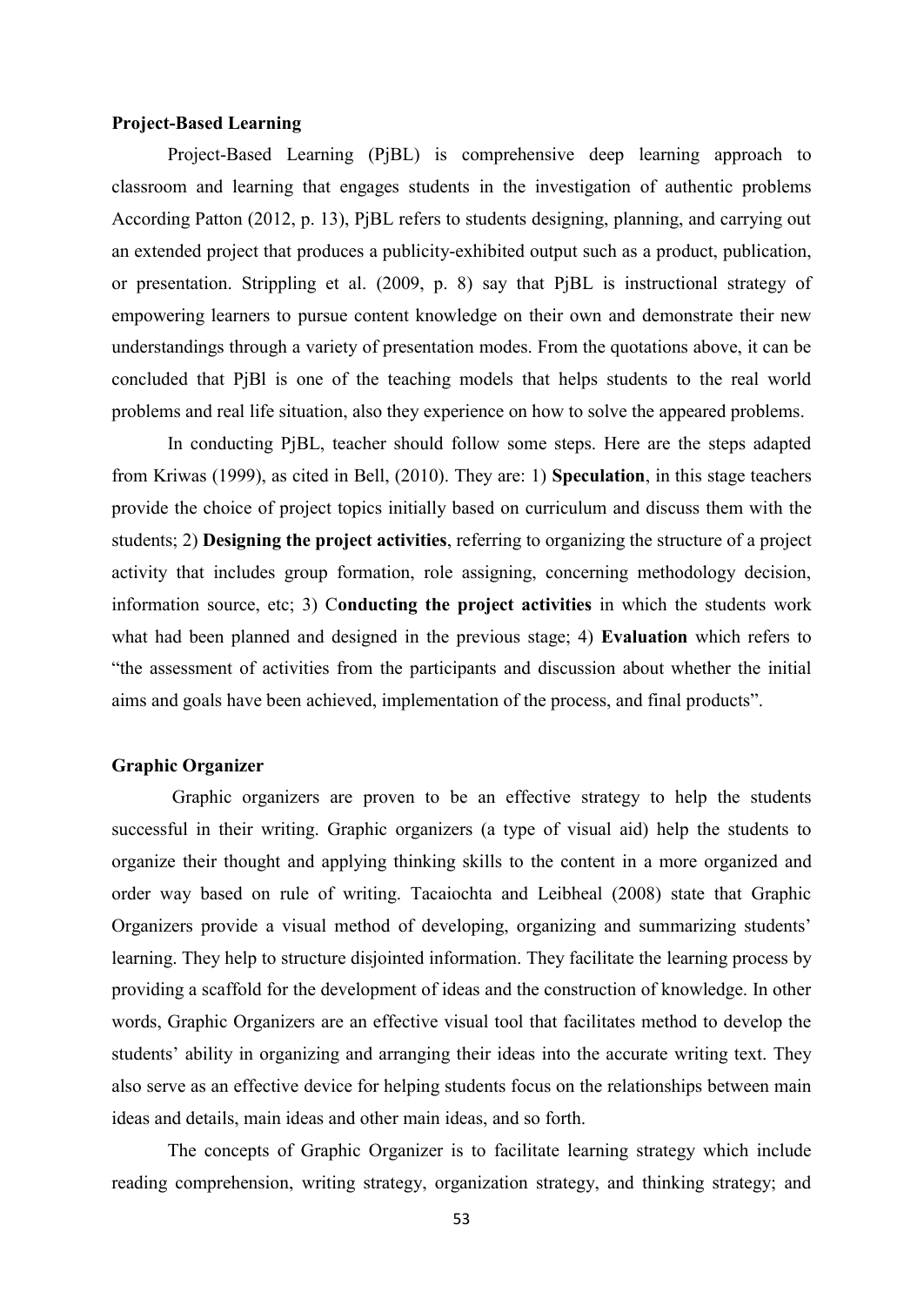**Project-Based Learning**

Project-Based Learning (PjBL) is comprehensive deep learning approach to classroom and learning that engages students in the investigation of authentic problems According Patton (2012, p. 13), PjBL refers to students designing, planning, and carrying out an extended project that produces a publicity-exhibited output such as a product, publication, or presentation. Strippling et al. (2009, p. 8) say that PjBL is instructional strategy of empowering learners to pursue content knowledge on their own and demonstrate their new understandings through a variety of presentation modes. From the quotations above, it can be concluded that PjBl is one of the teaching models that helps students to the real world problems and real life situation, also they experience on how to solve the appeared problems.

In conducting PjBL, teacher should follow some steps. Here are the steps adapted from Kriwas (1999), as cited in Bell, (2010). They are: 1) **Speculation**, in this stage teachers provide the choice of project topics initially based on curriculum and discuss them with the students; 2) **Designing the project activities**, referring to organizing the structure of a project activity that includes group formation, role assigning, concerning methodology decision, information source, etc; 3) C**onducting the project activities** in which the students work what had been planned and designed in the previous stage; 4) **Evaluation** which refers to "the assessment of activities from the participants and discussion about whether the initial aims and goals have been achieved, implementation of the process, and final products".

**Graphic Organizer**

Graphic organizers are proven to be an effective strategy to help the students successful in their writing. Graphic organizers (a type of visual aid) help the students to organize their thought and applying thinking skills to the content in a more organized and order way based on rule of writing. Tacaiochta and Leibheal (2008) state that Graphic Organizers provide a visual method of developing, organizing and summarizing students' learning. They help to structure disjointed information. They facilitate the learning process by providing a scaffold for the development of ideas and the construction of knowledge. In other words, Graphic Organizers are an effective visual tool that facilitates method to develop the students' ability in organizing and arranging their ideas into the accurate writing text. They also serve as an effective device for helping students focus on the relationships between main ideas and details, main ideas and other main ideas, and so forth.

The concepts of Graphic Organizer is to facilitate learning strategy which include reading comprehension, writing strategy, organization strategy, and thinking strategy; and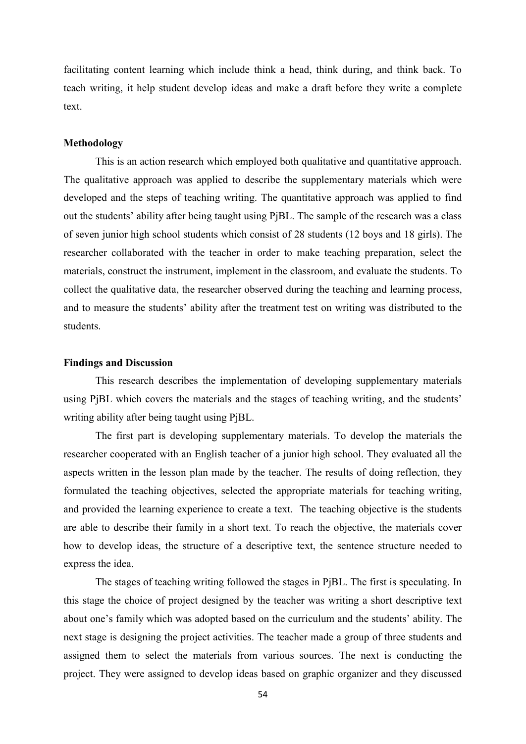facilitating content learning which include think a head, think during, and think back. To teach writing, it help student develop ideas and make a draft before they write a complete text.

**Methodology**

This is an action research which employed both qualitative and quantitative approach. The qualitative approach was applied to describe the supplementary materials which were developed and the steps of teaching writing. The quantitative approach was applied to find out the students' ability after being taught using PjBL. The sample of the research was a class of seven junior high school students which consist of 28 students (12 boys and 18 girls). The researcher collaborated with the teacher in order to make teaching preparation, select the materials, construct the instrument, implement in the classroom, and evaluate the students. To collect the qualitative data, the researcher observed during the teaching and learning process, and to measure the students' ability after the treatment test on writing was distributed to the students.

**Findings and Discussion**

This research describes the implementation of developing supplementary materials using PjBL which covers the materials and the stages of teaching writing, and the students' writing ability after being taught using PjBL.

The first part is developing supplementary materials. To develop the materials the researcher cooperated with an English teacher of a junior high school. They evaluated all the aspects written in the lesson plan made by the teacher. The results of doing reflection, they formulated the teaching objectives, selected the appropriate materials for teaching writing, and provided the learning experience to create a text. The teaching objective is the students are able to describe their family in a short text. To reach the objective, the materials cover how to develop ideas, the structure of a descriptive text, the sentence structure needed to express the idea.

The stages of teaching writing followed the stages in PjBL. The first is speculating. In this stage the choice of project designed by the teacher was writing a short descriptive text about one's family which was adopted based on the curriculum and the students' ability. The next stage is designing the project activities. The teacher made a group of three students and assigned them to select the materials from various sources. The next is conducting the project. They were assigned to develop ideas based on graphic organizer and they discussed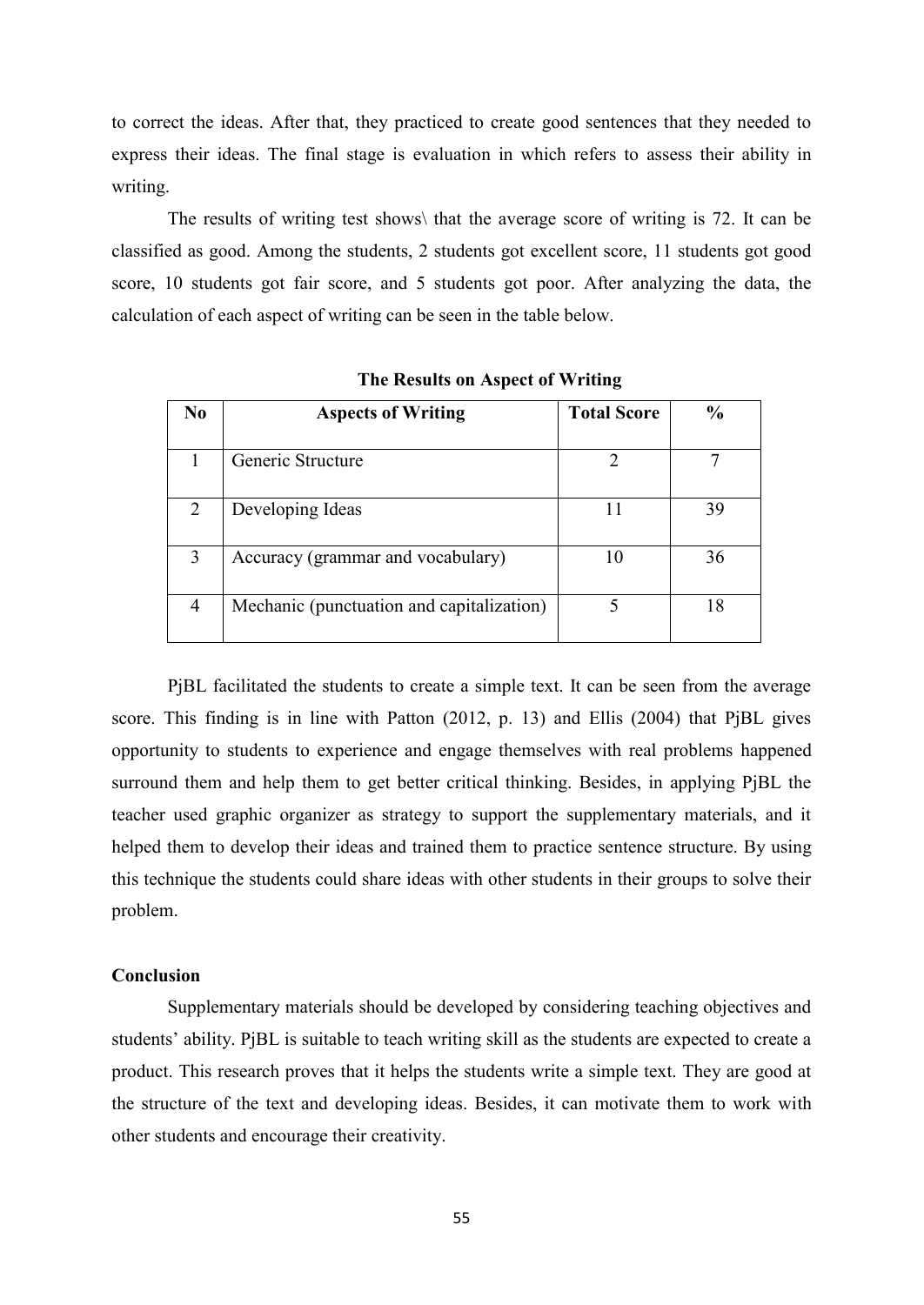to correct the ideas. After that, they practiced to create good sentences that they needed to express their ideas. The final stage is evaluation in which refers to assess their ability in writing.

The results of writing test shows\ that the average score of writing is 72. It can be classified as good. Among the students, 2 students got excellent score, 11 students got good score, 10 students got fair score, and 5 students got poor. After analyzing the data, the calculation of each aspect of writing can be seen in the table below.

**The Results on Aspect of Writing**

| No | Aspects of Writing | Total Score | % |
|---|---|---|---|
| 1 | Generic Structure | 2 | 7 |
| 2 | Developing Ideas | 11 | 39 |
| 3 | Accuracy (grammar and vocabulary) | 10 | 36 |
| 4 | Mechanic (punctuation and capitalization) | 5 | 18 |

PjBL facilitated the students to create a simple text. It can be seen from the average score. This finding is in line with Patton (2012, p. 13) and Ellis (2004) that PjBL gives opportunity to students to experience and engage themselves with real problems happened surround them and help them to get better critical thinking. Besides, in applying PjBL the teacher used graphic organizer as strategy to support the supplementary materials, and it helped them to develop their ideas and trained them to practice sentence structure. By using this technique the students could share ideas with other students in their groups to solve their problem.

## Conclusion

Supplementary materials should be developed by considering teaching objectives and students' ability. PjBL is suitable to teach writing skill as the students are expected to create a product. This research proves that it helps the students write a simple text. They are good at the structure of the text and developing ideas. Besides, it can motivate them to work with other students and encourage their creativity.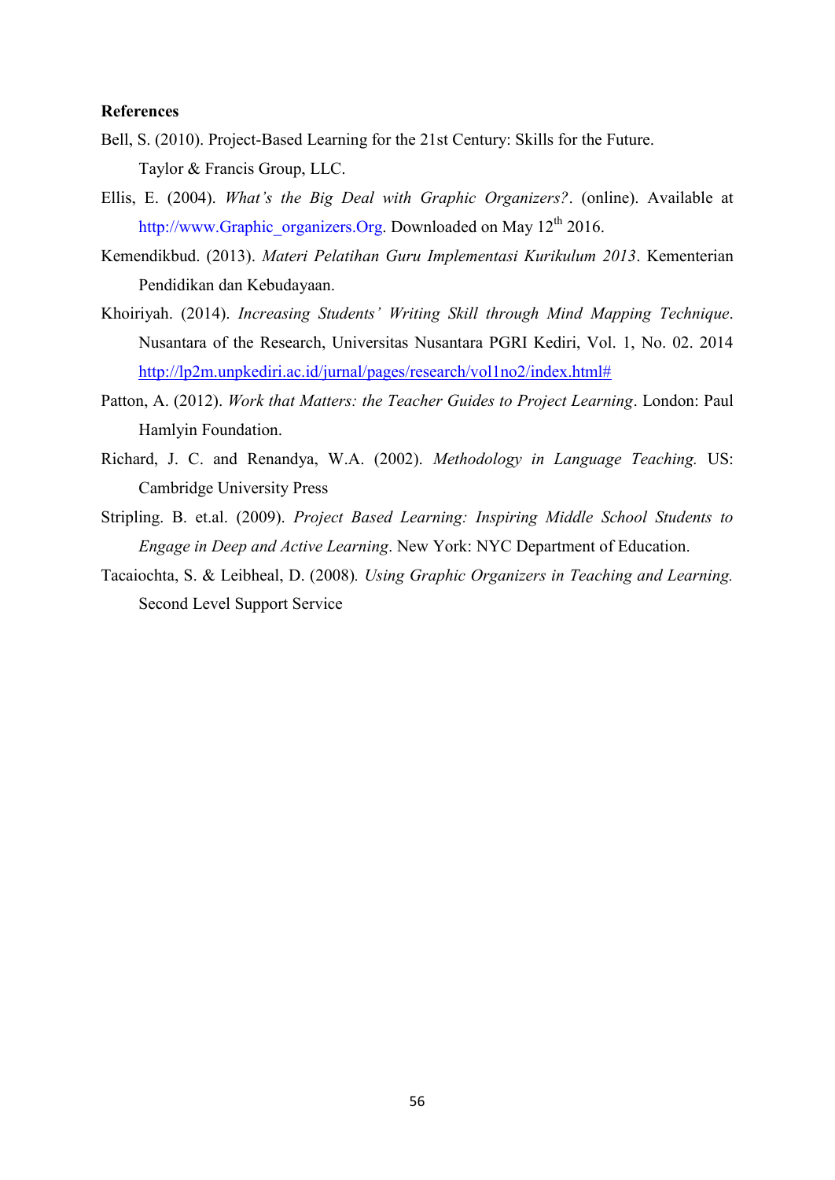**References**

Bell, S. (2010). Project-Based Learning for the 21st Century: Skills for the Future. Taylor & Francis Group, LLC.

Ellis, E. (2004). *What's the Big Deal with Graphic Organizers?*. (online). Available at http://www.Graphic_organizers.Org. Downloaded on May 12th 2016.

Kemendikbud. (2013). *Materi Pelatihan Guru Implementasi Kurikulum 2013*. Kementerian Pendidikan dan Kebudayaan.

Khoiriyah. (2014). *Increasing Students' Writing Skill through Mind Mapping Technique*. Nusantara of the Research, Universitas Nusantara PGRI Kediri, Vol. 1, No. 02. 2014 http://lp2m.unpkediri.ac.id/jurnal/pages/research/vol1no2/index.html#

Patton, A. (2012). *Work that Matters: the Teacher Guides to Project Learning*. London: Paul Hamlyin Foundation.

Richard, J. C. and Renandya, W.A. (2002). *Methodology in Language Teaching.* US: Cambridge University Press

Stripling. B. et.al. (2009). *Project Based Learning: Inspiring Middle School Students to Engage in Deep and Active Learning*. New York: NYC Department of Education.

Tacaiochta, S. & Leibheal, D. (2008). *Using Graphic Organizers in Teaching and Learning.* Second Level Support Service